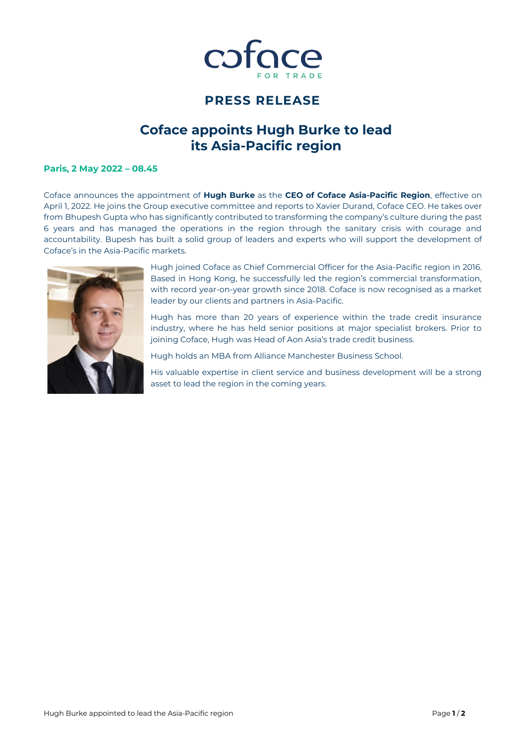# PRESS RELEASE

## Coface appoints Hugh Burke to lead its Asia-Pacific region

**Paris, 2 May 2022 – 08.45**

Coface announces the appointment of **Hugh Burke** as the **CEO of Coface Asia-Pacific Region**, effective on April 1, 2022. He joins the Group executive committee and reports to Xavier Durand, Coface CEO. He takes over from Bhupesh Gupta who has significantly contributed to transforming the company's culture during the past 6 years and has managed the operations in the region through the sanitary crisis with courage and accountability. Bupesh has built a solid group of leaders and experts who will support the development of Coface's in the Asia-Pacific markets.

Hugh joined Coface as Chief Commercial Officer for the Asia-Pacific region in 2016. Based in Hong Kong, he successfully led the region's commercial transformation, with record year-on-year growth since 2018. Coface is now recognised as a market leader by our clients and partners in Asia-Pacific.

Hugh has more than 20 years of experience within the trade credit insurance industry, where he has held senior positions at major specialist brokers. Prior to joining Coface, Hugh was Head of Aon Asia's trade credit business.

Hugh holds an MBA from Alliance Manchester Business School.

His valuable expertise in client service and business development will be a strong asset to lead the region in the coming years.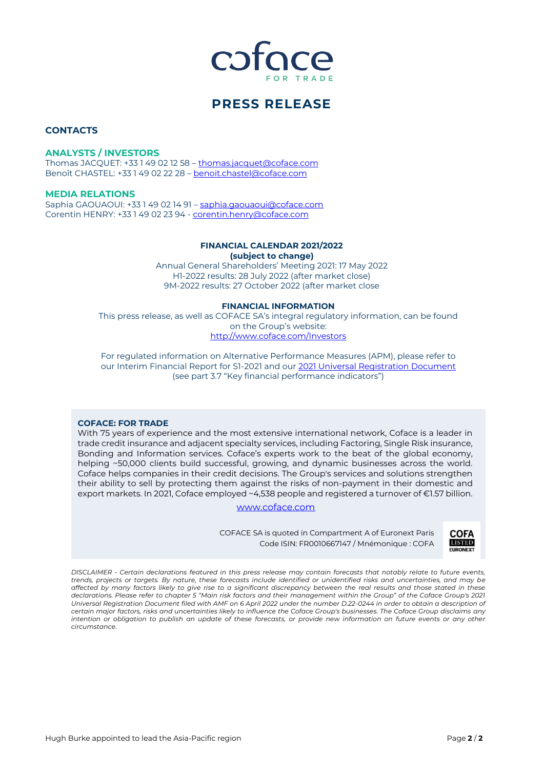# PRESS RELEASE

## CONTACTS

### ANALYSTS / INVESTORS

Thomas JACQUET: +33 1 49 02 12 58 – thomas.jacquet@coface.com
Benoît CHASTEL: +33 1 49 02 22 28 – benoit.chastel@coface.com

### MEDIA RELATIONS

Saphia GAOUAOUI: +33 1 49 02 14 91 – saphia.gaouaoui@coface.com
Corentin HENRY: +33 1 49 02 23 94 - corentin.henry@coface.com

**FINANCIAL CALENDAR 2021/2022**
**(subject to change)**

Annual General Shareholders' Meeting 2021: 17 May 2022
H1-2022 results: 28 July 2022 (after market close)
9M-2022 results: 27 October 2022 (after market close

**FINANCIAL INFORMATION**

This press release, as well as COFACE SA's integral regulatory information, can be found on the Group's website:
http://www.coface.com/Investors

For regulated information on Alternative Performance Measures (APM), please refer to our Interim Financial Report for S1-2021 and our 2021 Universal Registration Document (see part 3.7 "Key financial performance indicators")

**COFACE: FOR TRADE**

With 75 years of experience and the most extensive international network, Coface is a leader in trade credit insurance and adjacent specialty services, including Factoring, Single Risk insurance, Bonding and Information services. Coface's experts work to the beat of the global economy, helping ~50,000 clients build successful, growing, and dynamic businesses across the world. Coface helps companies in their credit decisions. The Group's services and solutions strengthen their ability to sell by protecting them against the risks of non-payment in their domestic and export markets. In 2021, Coface employed ~4,538 people and registered a turnover of €1.57 billion.

www.coface.com

COFACE SA is quoted in Compartment A of Euronext Paris
Code ISIN: FR0010667147 / Mnémonique : COFA

COFA LISTED EURONEXT

*DISCLAIMER - Certain declarations featured in this press release may contain forecasts that notably relate to future events, trends, projects or targets. By nature, these forecasts include identified or unidentified risks and uncertainties, and may be affected by many factors likely to give rise to a significant discrepancy between the real results and those stated in these declarations. Please refer to chapter 5 "Main risk factors and their management within the Group" of the Coface Group's 2021 Universal Registration Document filed with AMF on 6 April 2022 under the number D.22-0244 in order to obtain a description of certain major factors, risks and uncertainties likely to influence the Coface Group's businesses. The Coface Group disclaims any intention or obligation to publish an update of these forecasts, or provide new information on future events or any other circumstance.*